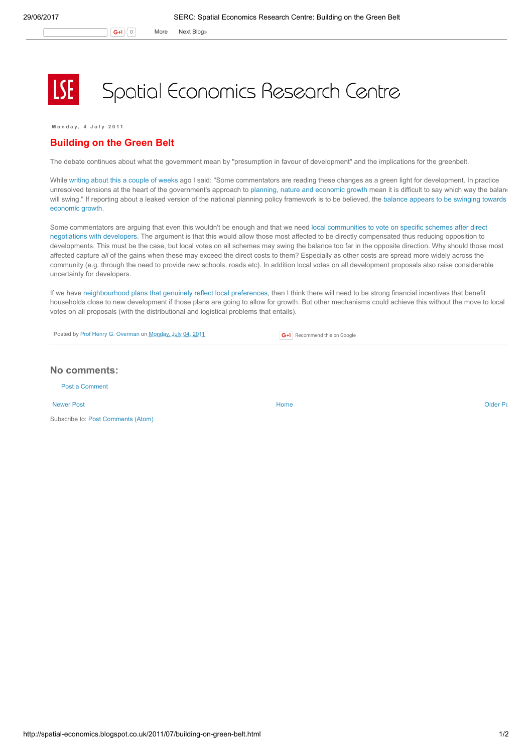# Spatial Economics Research Centre

**Monday, 4 July 2011**

## Building on the Green Belt

The debate continues about what the government mean by "presumption in favour of development" and the implications for the greenbelt.

While writing about this a couple of weeks ago I said: "Some commentators are reading these changes as a green light for development. In practice unresolved tensions at the heart of the government's approach to planning, nature and economic growth mean it is difficult to say which way the balance will swing." If reporting about a leaked version of the national planning policy framework is to be believed, the balance appears to be swinging towards economic growth.

Some commentators are arguing that even this wouldn't be enough and that we need local communities to vote on specific schemes after direct negotiations with developers. The argument is that this would allow those most affected to be directly compensated thus reducing opposition to developments. This must be the case, but local votes on all schemes may swing the balance too far in the opposite direction. Why should those most affected capture *all* of the gains when these may exceed the direct costs to them? Especially as other costs are spread more widely across the community (e.g. through the need to provide new schools, roads etc). In addition local votes on all development proposals also raise considerable uncertainty for developers.

If we have neighbourhood plans that genuinely reflect local preferences, then I think there will need to be strong financial incentives that benefit households close to new development if those plans are going to allow for growth. But other mechanisms could achieve this without the move to local votes on all proposals (with the distributional and logistical problems that entails).

Posted by Prof Henry G. Overman on Monday, July 04, 2011

Recommend this on Google

## No comments:

Post a Comment

Newer Post | Home | Older Post

Subscribe to: Post Comments (Atom)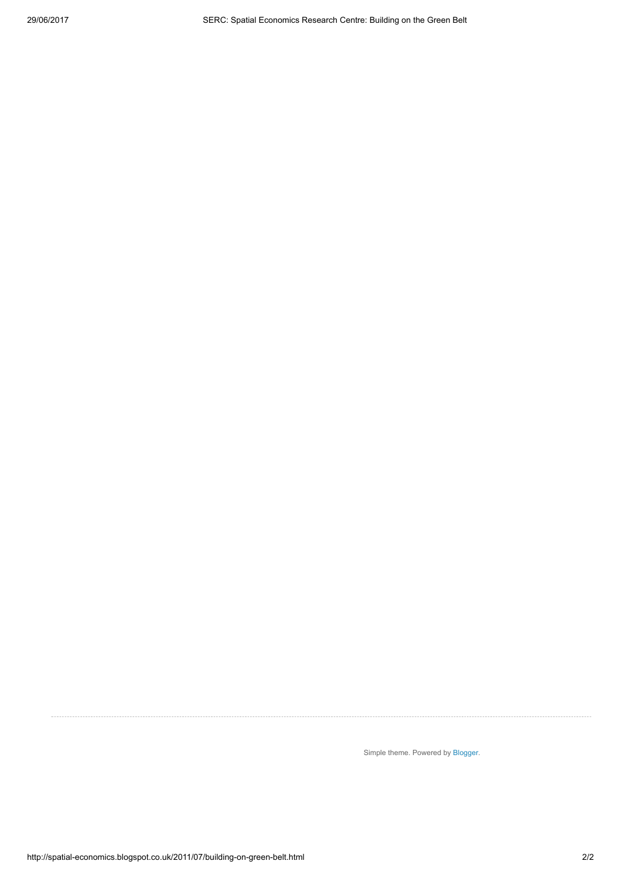Simple theme. Powered by Blogger.